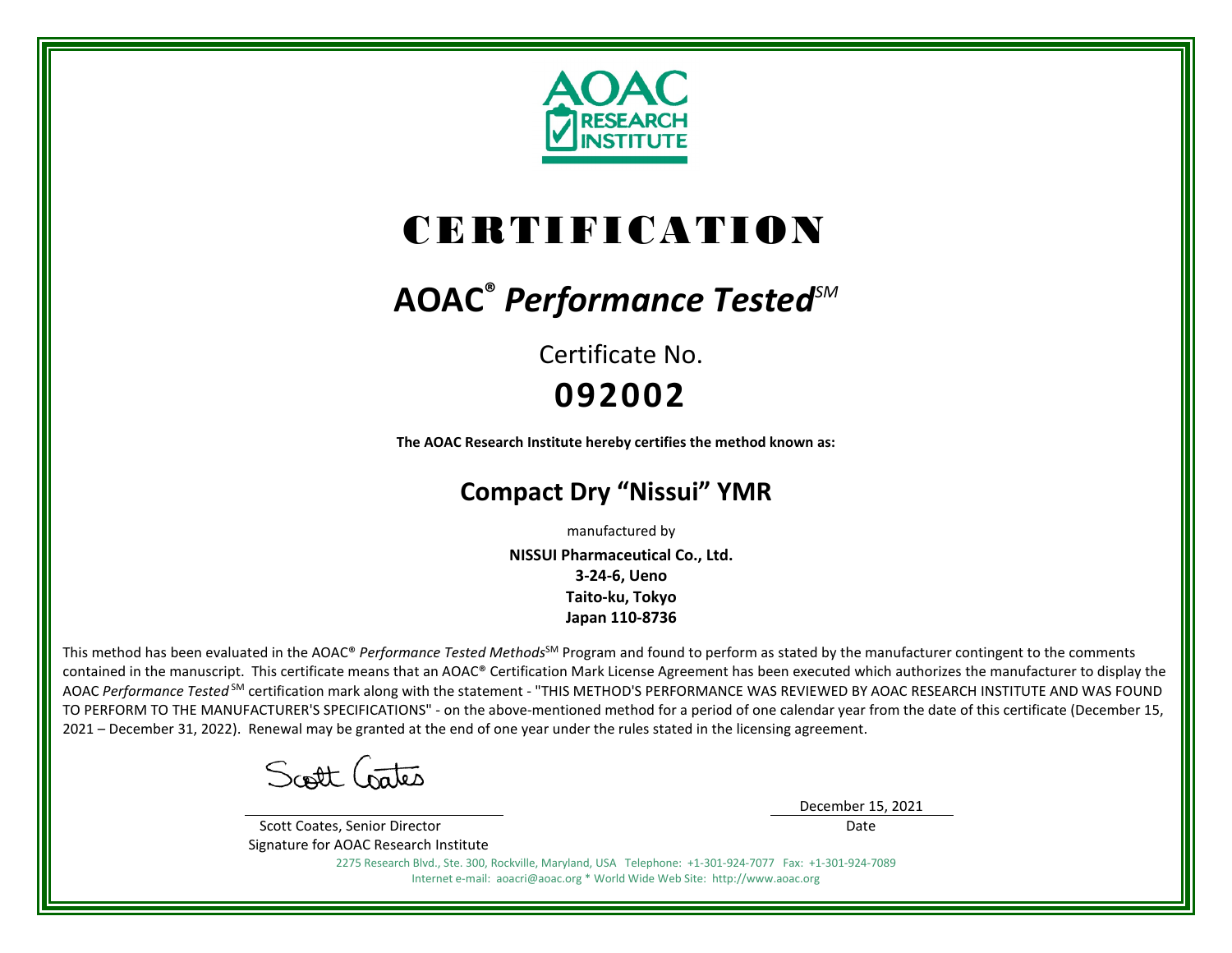AOAC RESEARCH INSTITUTE

# CERTIFICATION

## AOAC® *Performance Tested*SM

Certificate No.

**092002**

**The AOAC Research Institute hereby certifies the method known as:**

## Compact Dry "Nissui" YMR

manufactured by

**NISSUI Pharmaceutical Co., Ltd.**
**3-24-6, Ueno**
**Taito-ku, Tokyo**
**Japan 110-8736**

This method has been evaluated in the AOAC® *Performance Tested Methods*SM Program and found to perform as stated by the manufacturer contingent to the comments contained in the manuscript. This certificate means that an AOAC® Certification Mark License Agreement has been executed which authorizes the manufacturer to display the AOAC *Performance Tested* SM certification mark along with the statement - "THIS METHOD'S PERFORMANCE WAS REVIEWED BY AOAC RESEARCH INSTITUTE AND WAS FOUND TO PERFORM TO THE MANUFACTURER'S SPECIFICATIONS" - on the above-mentioned method for a period of one calendar year from the date of this certificate (December 15, 2021 – December 31, 2022). Renewal may be granted at the end of one year under the rules stated in the licensing agreement.

Scott Coates

Scott Coates, Senior Director
Signature for AOAC Research Institute

December 15, 2021
Date

2275 Research Blvd., Ste. 300, Rockville, Maryland, USA Telephone: +1-301-924-7077 Fax: +1-301-924-7089
Internet e-mail: aoacri@aoac.org * World Wide Web Site: http://www.aoac.org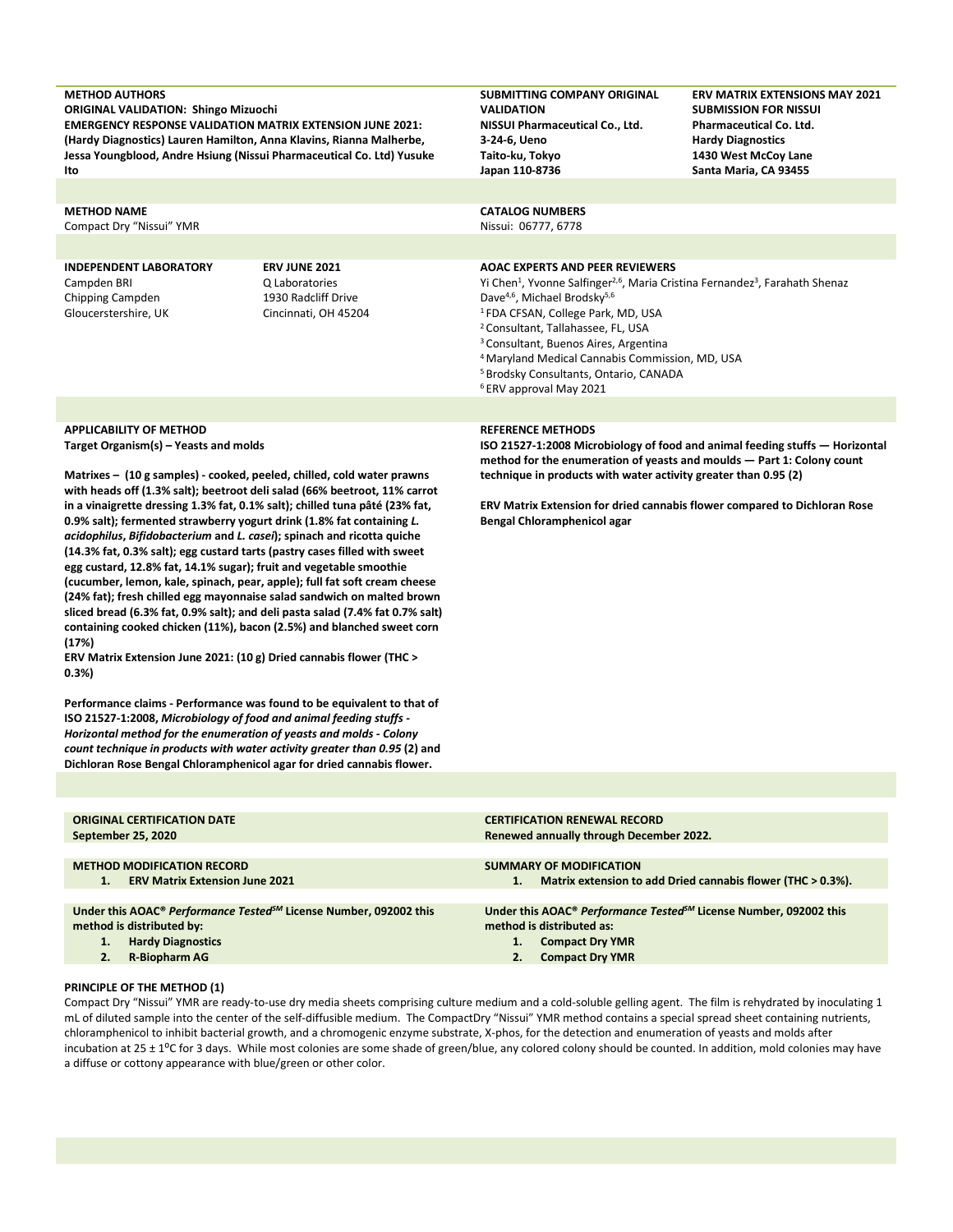**METHOD AUTHORS**
**ORIGINAL VALIDATION: Shingo Mizuochi**
**EMERGENCY RESPONSE VALIDATION MATRIX EXTENSION JUNE 2021: (Hardy Diagnostics) Lauren Hamilton, Anna Klavins, Rianna Malherbe, Jessa Youngblood, Andre Hsiung (Nissui Pharmaceutical Co. Ltd) Yusuke Ito**

**SUBMITTING COMPANY ORIGINAL VALIDATION**
**NISSUI Pharmaceutical Co., Ltd.**
**3-24-6, Ueno**
**Taito-ku, Tokyo**
**Japan 110-8736**

**ERV MATRIX EXTENSIONS MAY 2021 SUBMISSION FOR NISSUI Pharmaceutical Co. Ltd.**
**Hardy Diagnostics**
**1430 West McCoy Lane**
**Santa Maria, CA 93455**

**METHOD NAME**
Compact Dry "Nissui" YMR

**CATALOG NUMBERS**
Nissui: 06777, 6778

**INDEPENDENT LABORATORY**
Campden BRI
Chipping Campden
Gloucerstershire, UK

**ERV JUNE 2021**
Q Laboratories
1930 Radcliff Drive
Cincinnati, OH 45204

**AOAC EXPERTS AND PEER REVIEWERS**
Yi Chen[1], Yvonne Salfinger[2,6], Maria Cristina Fernandez[3], Farahath Shenaz Dave[4,6], Michael Brodsky[5,6]
[1] FDA CFSAN, College Park, MD, USA
[2] Consultant, Tallahassee, FL, USA
[3] Consultant, Buenos Aires, Argentina
[4] Maryland Medical Cannabis Commission, MD, USA
[5] Brodsky Consultants, Ontario, CANADA
[6] ERV approval May 2021

**APPLICABILITY OF METHOD**
**Target Organism(s) – Yeasts and molds**

**Matrixes – (10 g samples) - cooked, peeled, chilled, cold water prawns with heads off (1.3% salt); beetroot deli salad (66% beetroot, 11% carrot in a vinaigrette dressing 1.3% fat, 0.1% salt); chilled tuna pâté (23% fat, 0.9% salt); fermented strawberry yogurt drink (1.8% fat containing *L. acidophilus*, *Bifidobacterium* and *L. casei*); spinach and ricotta quiche (14.3% fat, 0.3% salt); egg custard tarts (pastry cases filled with sweet egg custard, 12.8% fat, 14.1% sugar); fruit and vegetable smoothie (cucumber, lemon, kale, spinach, pear, apple); full fat soft cream cheese (24% fat); fresh chilled egg mayonnaise salad sandwich on malted brown sliced bread (6.3% fat, 0.9% salt); and deli pasta salad (7.4% fat 0.7% salt) containing cooked chicken (11%), bacon (2.5%) and blanched sweet corn (17%)**
**ERV Matrix Extension June 2021: (10 g) Dried cannabis flower (THC > 0.3%)**

**Performance claims - Performance was found to be equivalent to that of ISO 21527-1:2008, *Microbiology of food and animal feeding stuffs - Horizontal method for the enumeration of yeasts and molds - Colony count technique in products with water activity greater than 0.95* (2) and Dichloran Rose Bengal Chloramphenicol agar for dried cannabis flower.**

**REFERENCE METHODS**
**ISO 21527-1:2008 Microbiology of food and animal feeding stuffs — Horizontal method for the enumeration of yeasts and moulds — Part 1: Colony count technique in products with water activity greater than 0.95 (2)**

**ERV Matrix Extension for dried cannabis flower compared to Dichloran Rose Bengal Chloramphenicol agar**

**ORIGINAL CERTIFICATION DATE**
**September 25, 2020**

**CERTIFICATION RENEWAL RECORD**
**Renewed annually through December 2022.**

**METHOD MODIFICATION RECORD**
1. **ERV Matrix Extension June 2021**

**SUMMARY OF MODIFICATION**
1. **Matrix extension to add Dried cannabis flower (THC > 0.3%).**

**Under this AOAC® *Performance Tested*[SM] License Number, 092002 this method is distributed by:**
1. **Hardy Diagnostics**
2. **R-Biopharm AG**

**Under this AOAC® *Performance Tested*[SM] License Number, 092002 this method is distributed as:**
1. **Compact Dry YMR**
2. **Compact Dry YMR**

**PRINCIPLE OF THE METHOD (1)**

Compact Dry "Nissui" YMR are ready-to-use dry media sheets comprising culture medium and a cold-soluble gelling agent. The film is rehydrated by inoculating 1 mL of diluted sample into the center of the self-diffusible medium. The CompactDry "Nissui" YMR method contains a special spread sheet containing nutrients, chloramphenicol to inhibit bacterial growth, and a chromogenic enzyme substrate, X-phos, for the detection and enumeration of yeasts and molds after incubation at 25 ± 1°C for 3 days. While most colonies are some shade of green/blue, any colored colony should be counted. In addition, mold colonies may have a diffuse or cottony appearance with blue/green or other color.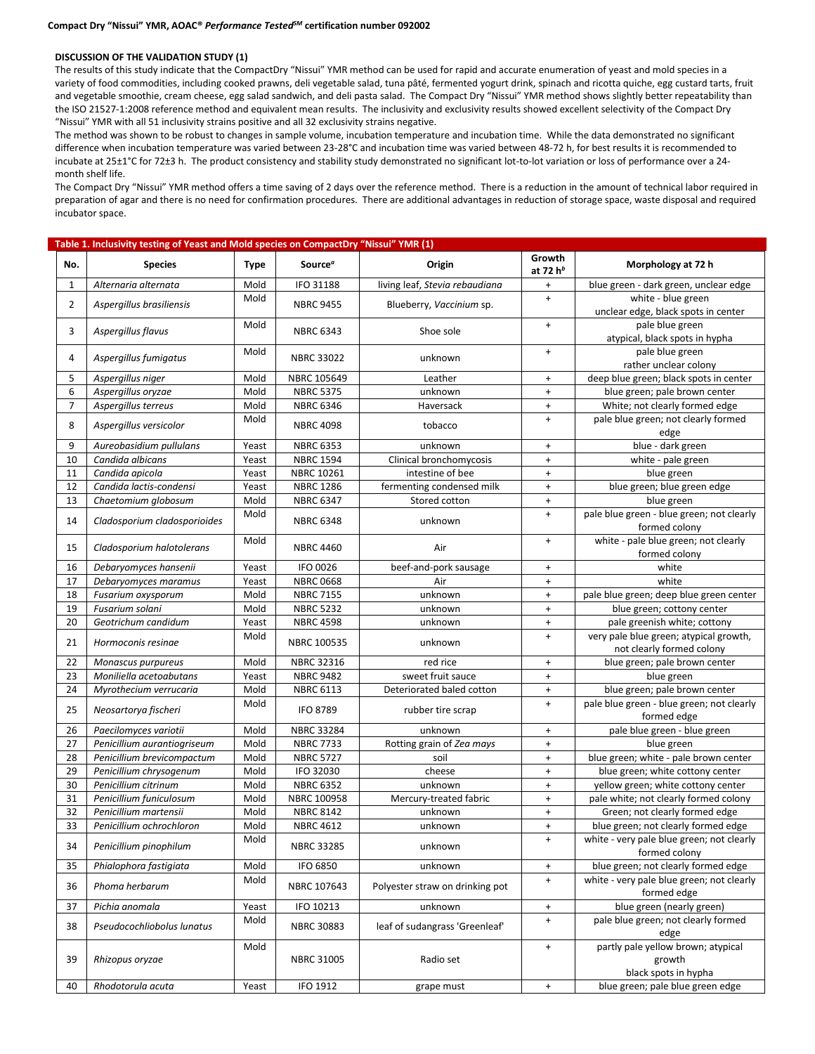**Compact Dry "Nissui" YMR, AOAC® *Performance Tested*SM certification number 092002**

**DISCUSSION OF THE VALIDATION STUDY (1)**

The results of this study indicate that the CompactDry "Nissui" YMR method can be used for rapid and accurate enumeration of yeast and mold species in a variety of food commodities, including cooked prawns, deli vegetable salad, tuna pâté, fermented yogurt drink, spinach and ricotta quiche, egg custard tarts, fruit and vegetable smoothie, cream cheese, egg salad sandwich, and deli pasta salad. The Compact Dry "Nissui" YMR method shows slightly better repeatability than the ISO 21527-1:2008 reference method and equivalent mean results. The inclusivity and exclusivity results showed excellent selectivity of the Compact Dry "Nissui" YMR with all 51 inclusivity strains positive and all 32 exclusivity strains negative.

The method was shown to be robust to changes in sample volume, incubation temperature and incubation time. While the data demonstrated no significant difference when incubation temperature was varied between 23-28°C and incubation time was varied between 48-72 h, for best results it is recommended to incubate at 25±1°C for 72±3 h. The product consistency and stability study demonstrated no significant lot-to-lot variation or loss of performance over a 24-month shelf life.

The Compact Dry "Nissui" YMR method offers a time saving of 2 days over the reference method. There is a reduction in the amount of technical labor required in preparation of agar and there is no need for confirmation procedures. There are additional advantages in reduction of storage space, waste disposal and required incubator space.

**Table 1. Inclusivity testing of Yeast and Mold species on CompactDry "Nissui" YMR (1)**

| No. | Species | Type | Source[a] | Origin | Growth at 72 h[b] | Morphology at 72 h |
|---|---|---|---|---|---|---|
| 1 | *Alternaria alternata* | Mold | IFO 31188 | living leaf, *Stevia rebaudiana* | + | blue green - dark green, unclear edge |
| 2 | *Aspergillus brasiliensis* | Mold | NBRC 9455 | Blueberry, *Vaccinium* sp. | + | white - blue green unclear edge, black spots in center |
| 3 | *Aspergillus flavus* | Mold | NBRC 6343 | Shoe sole | + | pale blue green atypical, black spots in hypha |
| 4 | *Aspergillus fumigatus* | Mold | NBRC 33022 | unknown | + | pale blue green rather unclear colony |
| 5 | *Aspergillus niger* | Mold | NBRC 105649 | Leather | + | deep blue green; black spots in center |
| 6 | *Aspergillus oryzae* | Mold | NBRC 5375 | unknown | + | blue green; pale brown center |
| 7 | *Aspergillus terreus* | Mold | NBRC 6346 | Haversack | + | White; not clearly formed edge |
| 8 | *Aspergillus versicolor* | Mold | NBRC 4098 | tobacco | + | pale blue green; not clearly formed edge |
| 9 | *Aureobasidium pullulans* | Yeast | NBRC 6353 | unknown | + | blue - dark green |
| 10 | *Candida albicans* | Yeast | NBRC 1594 | Clinical bronchomycosis | + | white - pale green |
| 11 | *Candida apicola* | Yeast | NBRC 10261 | intestine of bee | + | blue green |
| 12 | *Candida lactis-condensi* | Yeast | NBRC 1286 | fermenting condensed milk | + | blue green; blue green edge |
| 13 | *Chaetomium globosum* | Mold | NBRC 6347 | Stored cotton | + | blue green |
| 14 | *Cladosporium cladosporioides* | Mold | NBRC 6348 | unknown | + | pale blue green - blue green; not clearly formed colony |
| 15 | *Cladosporium halotolerans* | Mold | NBRC 4460 | Air | + | white - pale blue green; not clearly formed colony |
| 16 | *Debaryomyces hansenii* | Yeast | IFO 0026 | beef-and-pork sausage | + | white |
| 17 | *Debaryomyces maramus* | Yeast | NBRC 0668 | Air | + | white |
| 18 | *Fusarium oxysporum* | Mold | NBRC 7155 | unknown | + | pale blue green; deep blue green center |
| 19 | *Fusarium solani* | Mold | NBRC 5232 | unknown | + | blue green; cottony center |
| 20 | *Geotrichum candidum* | Yeast | NBRC 4598 | unknown | + | pale greenish white; cottony |
| 21 | *Hormoconis resinae* | Mold | NBRC 100535 | unknown | + | very pale blue green; atypical growth, not clearly formed colony |
| 22 | *Monascus purpureus* | Mold | NBRC 32316 | red rice | + | blue green; pale brown center |
| 23 | *Moniliella acetoabutans* | Yeast | NBRC 9482 | sweet fruit sauce | + | blue green |
| 24 | *Myrothecium verrucaria* | Mold | NBRC 6113 | Deteriorated baled cotton | + | blue green; pale brown center |
| 25 | *Neosartorya fischeri* | Mold | IFO 8789 | rubber tire scrap | + | pale blue green - blue green; not clearly formed edge |
| 26 | *Paecilomyces variotii* | Mold | NBRC 33284 | unknown | + | pale blue green - blue green |
| 27 | *Penicillium aurantiogriseum* | Mold | NBRC 7733 | Rotting grain of *Zea mays* | + | blue green |
| 28 | *Penicillium brevicompactum* | Mold | NBRC 5727 | soil | + | blue green; white - pale brown center |
| 29 | *Penicillium chrysogenum* | Mold | IFO 32030 | cheese | + | blue green; white cottony center |
| 30 | *Penicillium citrinum* | Mold | NBRC 6352 | unknown | + | yellow green; white cottony center |
| 31 | *Penicillium funiculosum* | Mold | NBRC 100958 | Mercury-treated fabric | + | pale white; not clearly formed colony |
| 32 | *Penicillium martensii* | Mold | NBRC 8142 | unknown | + | Green; not clearly formed edge |
| 33 | *Penicillium ochrochloron* | Mold | NBRC 4612 | unknown | + | blue green; not clearly formed edge |
| 34 | *Penicillium pinophilum* | Mold | NBRC 33285 | unknown | + | white - very pale blue green; not clearly formed colony |
| 35 | *Phialophora fastigiata* | Mold | IFO 6850 | unknown | + | blue green; not clearly formed edge |
| 36 | *Phoma herbarum* | Mold | NBRC 107643 | Polyester straw on drinking pot | + | white - very pale blue green; not clearly formed edge |
| 37 | *Pichia anomala* | Yeast | IFO 10213 | unknown | + | blue green (nearly green) |
| 38 | *Pseudocochliobolus lunatus* | Mold | NBRC 30883 | leaf of sudangrass 'Greenleaf' | + | pale blue green; not clearly formed edge |
| 39 | *Rhizopus oryzae* | Mold | NBRC 31005 | Radio set | + | partly pale yellow brown; atypical growth black spots in hypha |
| 40 | *Rhodotorula acuta* | Yeast | IFO 1912 | grape must | + | blue green; pale blue green edge |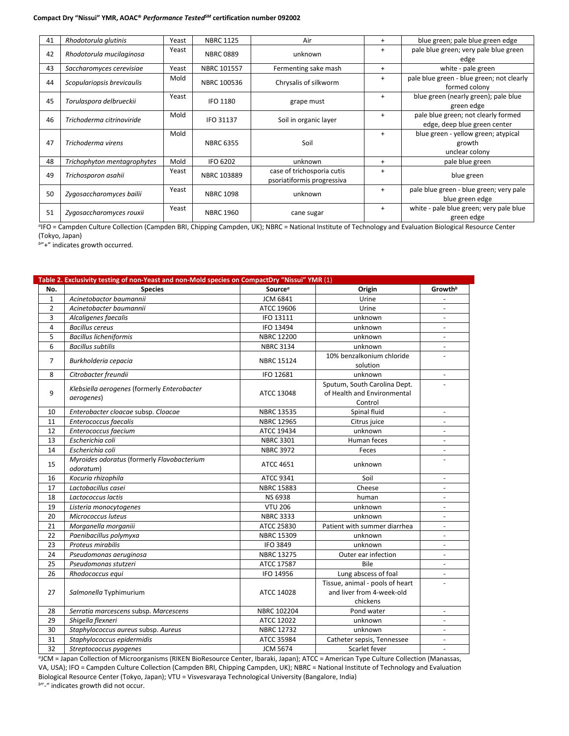| 41 | *Rhodotorula glutinis* | Yeast | NBRC 1125 | Air | + | blue green; pale blue green edge |
|---|---|---|---|---|---|---|
| 42 | *Rhodotorula mucilaginosa* | Yeast | NBRC 0889 | unknown | + | pale blue green; very pale blue green edge |
| 43 | *Saccharomyces cerevisiae* | Yeast | NBRC 101557 | Fermenting sake mash | + | white - pale green |
| 44 | *Scopulariopsis brevicaulis* | Mold | NBRC 100536 | Chrysalis of silkworm | + | pale blue green - blue green; not clearly formed colony |
| 45 | *Torulaspora delbrueckii* | Yeast | IFO 1180 | grape must | + | blue green (nearly green); pale blue green edge |
| 46 | *Trichoderma citrinoviride* | Mold | IFO 31137 | Soil in organic layer | + | pale blue green; not clearly formed edge, deep blue green center |
| 47 | *Trichoderma virens* | Mold | NBRC 6355 | Soil | + | blue green - yellow green; atypical growth unclear colony |
| 48 | *Trichophyton mentagrophytes* | Mold | IFO 6202 | unknown | + | pale blue green |
| 49 | *Trichosporon asahii* | Yeast | NBRC 103889 | case of trichosporia cutis psoriatiformis progressiva | + | blue green |
| 50 | *Zygosaccharomyces bailii* | Yeast | NBRC 1098 | unknown | + | pale blue green - blue green; very pale blue green edge |
| 51 | *Zygosaccharomyces rouxii* | Yeast | NBRC 1960 | cane sugar | + | white - pale blue green; very pale blue green edge |

[a]IFO = Campden Culture Collection (Campden BRI, Chipping Campden, UK); NBRC = National Institute of Technology and Evaluation Biological Resource Center (Tokyo, Japan)

[b]"+" indicates growth occurred.

**Table 2. Exclusivity testing of non-Yeast and non-Mold species on CompactDry "Nissui" YMR (1)**

| No. | Species | Source[a] | Origin | Growth[b] |
|---|---|---|---|---|
| 1 | *Acinetobactor baumannii* | JCM 6841 | Urine | - |
| 2 | *Acinetobacter baumannii* | ATCC 19606 | Urine | - |
| 3 | *Alcaligenes faecalis* | IFO 13111 | unknown | - |
| 4 | *Bacillus cereus* | IFO 13494 | unknown | - |
| 5 | *Bacillus licheniformis* | NBRC 12200 | unknown | - |
| 6 | *Bacillus subtilis* | NBRC 3134 | unknown | - |
| 7 | *Burkholderia cepacia* | NBRC 15124 | 10% benzalkonium chloride solution | - |
| 8 | *Citrobacter freundii* | IFO 12681 | unknown | - |
| 9 | *Klebsiella aerogenes* (formerly *Enterobacter aerogenes*) | ATCC 13048 | Sputum, South Carolina Dept. of Health and Environmental Control | - |
| 10 | *Enterobacter cloacae* subsp. *Cloacae* | NBRC 13535 | Spinal fluid | - |
| 11 | *Enterococcus faecalis* | NBRC 12965 | Citrus juice | - |
| 12 | *Enterococcus faecium* | ATCC 19434 | unknown | - |
| 13 | *Escherichia coli* | NBRC 3301 | Human feces | - |
| 14 | *Escherichia coli* | NBRC 3972 | Feces | - |
| 15 | *Myroides odoratus* (formerly *Flavobacterium odoratum*) | ATCC 4651 | unknown | - |
| 16 | *Kocuria rhizophila* | ATCC 9341 | Soil | - |
| 17 | *Lactobacillus casei* | NBRC 15883 | Cheese | - |
| 18 | *Lactococcus lactis* | NS 6938 | human | - |
| 19 | *Listeria monocytogenes* | VTU 206 | unknown | - |
| 20 | *Micrococcus luteus* | NBRC 3333 | unknown | - |
| 21 | *Morganella morganiii* | ATCC 25830 | Patient with summer diarrhea | - |
| 22 | *Paenibacillus polymyxa* | NBRC 15309 | unknown | - |
| 23 | *Proteus mirabilis* | IFO 3849 | unknown | - |
| 24 | *Pseudomonas aeruginosa* | NBRC 13275 | Outer ear infection | - |
| 25 | *Pseudomonas stutzeri* | ATCC 17587 | Bile | - |
| 26 | *Rhodococcus equi* | IFO 14956 | Lung abscess of foal | - |
| 27 | *Salmonella* Typhimurium | ATCC 14028 | Tissue, animal - pools of heart and liver from 4-week-old chickens | - |
| 28 | *Serratia marcescens* subsp. *Marcescens* | NBRC 102204 | Pond water | - |
| 29 | *Shigella flexneri* | ATCC 12022 | unknown | - |
| 30 | *Staphylococcus aureus* subsp. *Aureus* | NBRC 12732 | unknown | - |
| 31 | *Staphylococcus epidermidis* | ATCC 35984 | Catheter sepsis, Tennessee | - |
| 32 | *Streptococcus pyogenes* | JCM 5674 | Scarlet fever | - |

[a]JCM = Japan Collection of Microorganisms (RIKEN BioResource Center, Ibaraki, Japan); ATCC = American Type Culture Collection (Manassas, VA, USA); IFO = Campden Culture Collection (Campden BRI, Chipping Campden, UK); NBRC = National Institute of Technology and Evaluation Biological Resource Center (Tokyo, Japan); VTU = Visvesvaraya Technological University (Bangalore, India)

[b]"-" indicates growth did not occur.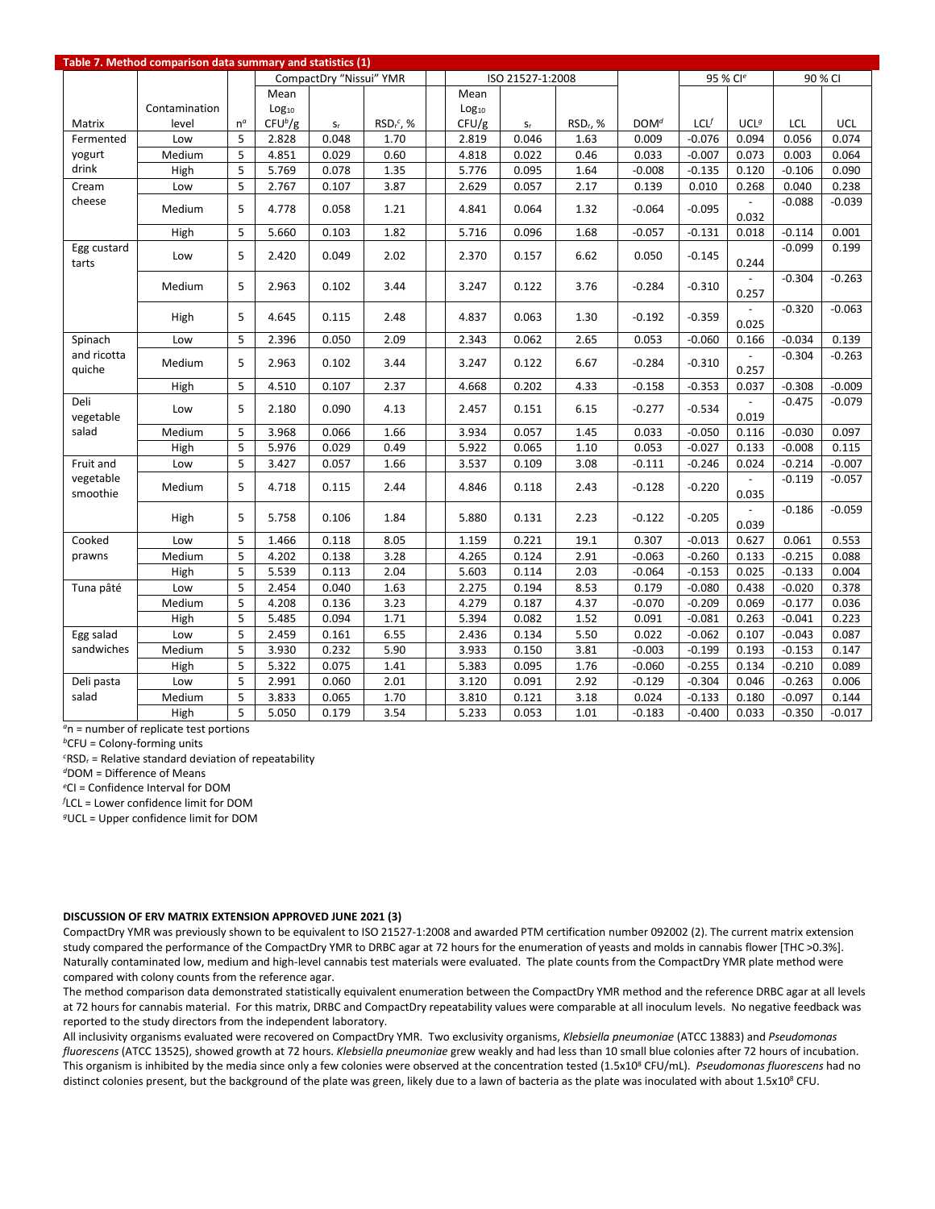**Table 7. Method comparison data summary and statistics (1)**

| Matrix | Contamination level | n[a] | CompactDry "Nissui" YMR Mean $Log_{10}$ CFU[b]/g | $s_r$ | $RSD_r$[c], % | ISO 21527-1:2008 Mean $Log_{10}$ CFU/g | $s_r$ | $RSD_r$, % | DOM[d] | 95 % CI[e] LCL[f] | UCL[g] | 90 % CI LCL | UCL |
|---|---|---|---|---|---|---|---|---|---|---|---|---|---|
| Fermented yogurt drink | Low | 5 | 2.828 | 0.048 | 1.70 | 2.819 | 0.046 | 1.63 | 0.009 | -0.076 | 0.094 | 0.056 | 0.074 |
| | Medium | 5 | 4.851 | 0.029 | 0.60 | 4.818 | 0.022 | 0.46 | 0.033 | -0.007 | 0.073 | 0.003 | 0.064 |
| | High | 5 | 5.769 | 0.078 | 1.35 | 5.776 | 0.095 | 1.64 | -0.008 | -0.135 | 0.120 | -0.106 | 0.090 |
| Cream cheese | Low | 5 | 2.767 | 0.107 | 3.87 | 2.629 | 0.057 | 2.17 | 0.139 | 0.010 | 0.268 | 0.040 | 0.238 |
| | Medium | 5 | 4.778 | 0.058 | 1.21 | 4.841 | 0.064 | 1.32 | -0.064 | -0.095 | -0.032 | -0.088 | -0.039 |
| | High | 5 | 5.660 | 0.103 | 1.82 | 5.716 | 0.096 | 1.68 | -0.057 | -0.131 | 0.018 | -0.114 | 0.001 |
| Egg custard tarts | Low | 5 | 2.420 | 0.049 | 2.02 | 2.370 | 0.157 | 6.62 | 0.050 | -0.145 | 0.244 | -0.099 | 0.199 |
| | Medium | 5 | 2.963 | 0.102 | 3.44 | 3.247 | 0.122 | 3.76 | -0.284 | -0.310 | -0.257 | -0.304 | -0.263 |
| | High | 5 | 4.645 | 0.115 | 2.48 | 4.837 | 0.063 | 1.30 | -0.192 | -0.359 | -0.025 | -0.320 | -0.063 |
| Spinach and ricotta quiche | Low | 5 | 2.396 | 0.050 | 2.09 | 2.343 | 0.062 | 2.65 | 0.053 | -0.060 | 0.166 | -0.034 | 0.139 |
| | Medium | 5 | 2.963 | 0.102 | 3.44 | 3.247 | 0.122 | 6.67 | -0.284 | -0.310 | -0.257 | -0.304 | -0.263 |
| | High | 5 | 4.510 | 0.107 | 2.37 | 4.668 | 0.202 | 4.33 | -0.158 | -0.353 | 0.037 | -0.308 | -0.009 |
| Deli vegetable salad | Low | 5 | 2.180 | 0.090 | 4.13 | 2.457 | 0.151 | 6.15 | -0.277 | -0.534 | -0.019 | -0.475 | -0.079 |
| | Medium | 5 | 3.968 | 0.066 | 1.66 | 3.934 | 0.057 | 1.45 | 0.033 | -0.050 | 0.116 | -0.030 | 0.097 |
| | High | 5 | 5.976 | 0.029 | 0.49 | 5.922 | 0.065 | 1.10 | 0.053 | -0.027 | 0.133 | -0.008 | 0.115 |
| Fruit and vegetable smoothie | Low | 5 | 3.427 | 0.057 | 1.66 | 3.537 | 0.109 | 3.08 | -0.111 | -0.246 | 0.024 | -0.214 | -0.007 |
| | Medium | 5 | 4.718 | 0.115 | 2.44 | 4.846 | 0.118 | 2.43 | -0.128 | -0.220 | -0.035 | -0.119 | -0.057 |
| | High | 5 | 5.758 | 0.106 | 1.84 | 5.880 | 0.131 | 2.23 | -0.122 | -0.205 | -0.039 | -0.186 | -0.059 |
| Cooked prawns | Low | 5 | 1.466 | 0.118 | 8.05 | 1.159 | 0.221 | 19.1 | 0.307 | -0.013 | 0.627 | 0.061 | 0.553 |
| | Medium | 5 | 4.202 | 0.138 | 3.28 | 4.265 | 0.124 | 2.91 | -0.063 | -0.260 | 0.133 | -0.215 | 0.088 |
| | High | 5 | 5.539 | 0.113 | 2.04 | 5.603 | 0.114 | 2.03 | -0.064 | -0.153 | 0.025 | -0.133 | 0.004 |
| Tuna pâté | Low | 5 | 2.454 | 0.040 | 1.63 | 2.275 | 0.194 | 8.53 | 0.179 | -0.080 | 0.438 | -0.020 | 0.378 |
| | Medium | 5 | 4.208 | 0.136 | 3.23 | 4.279 | 0.187 | 4.37 | -0.070 | -0.209 | 0.069 | -0.177 | 0.036 |
| | High | 5 | 5.485 | 0.094 | 1.71 | 5.394 | 0.082 | 1.52 | 0.091 | -0.081 | 0.263 | -0.041 | 0.223 |
| Egg salad sandwiches | Low | 5 | 2.459 | 0.161 | 6.55 | 2.436 | 0.134 | 5.50 | 0.022 | -0.062 | 0.107 | -0.043 | 0.087 |
| | Medium | 5 | 3.930 | 0.232 | 5.90 | 3.933 | 0.150 | 3.81 | -0.003 | -0.199 | 0.193 | -0.153 | 0.147 |
| | High | 5 | 5.322 | 0.075 | 1.41 | 5.383 | 0.095 | 1.76 | -0.060 | -0.255 | 0.134 | -0.210 | 0.089 |
| Deli pasta salad | Low | 5 | 2.991 | 0.060 | 2.01 | 3.120 | 0.091 | 2.92 | -0.129 | -0.304 | 0.046 | -0.263 | 0.006 |
| | Medium | 5 | 3.833 | 0.065 | 1.70 | 3.810 | 0.121 | 3.18 | 0.024 | -0.133 | 0.180 | -0.097 | 0.144 |
| | High | 5 | 5.050 | 0.179 | 3.54 | 5.233 | 0.053 | 1.01 | -0.183 | -0.400 | 0.033 | -0.350 | -0.017 |

[a]n = number of replicate test portions
[b]CFU = Colony-forming units
[c]$RSD_r$ = Relative standard deviation of repeatability
[d]DOM = Difference of Means
[e]CI = Confidence Interval for DOM
[f]LCL = Lower confidence limit for DOM
[g]UCL = Upper confidence limit for DOM

**DISCUSSION OF ERV MATRIX EXTENSION APPROVED JUNE 2021 (3)**

CompactDry YMR was previously shown to be equivalent to ISO 21527-1:2008 and awarded PTM certification number 092002 (2). The current matrix extension study compared the performance of the CompactDry YMR to DRBC agar at 72 hours for the enumeration of yeasts and molds in cannabis flower [THC >0.3%]. Naturally contaminated low, medium and high-level cannabis test materials were evaluated. The plate counts from the CompactDry YMR plate method were compared with colony counts from the reference agar.

The method comparison data demonstrated statistically equivalent enumeration between the CompactDry YMR method and the reference DRBC agar at all levels at 72 hours for cannabis material. For this matrix, DRBC and CompactDry repeatability values were comparable at all inoculum levels. No negative feedback was reported to the study directors from the independent laboratory.

All inclusivity organisms evaluated were recovered on CompactDry YMR. Two exclusivity organisms, *Klebsiella pneumoniae* (ATCC 13883) and *Pseudomonas fluorescens* (ATCC 13525), showed growth at 72 hours. *Klebsiella pneumoniae* grew weakly and had less than 10 small blue colonies after 72 hours of incubation. This organism is inhibited by the media since only a few colonies were observed at the concentration tested ($1.5x10^8$ CFU/mL). *Pseudomonas fluorescens* had no distinct colonies present, but the background of the plate was green, likely due to a lawn of bacteria as the plate was inoculated with about $1.5x10^8$ CFU.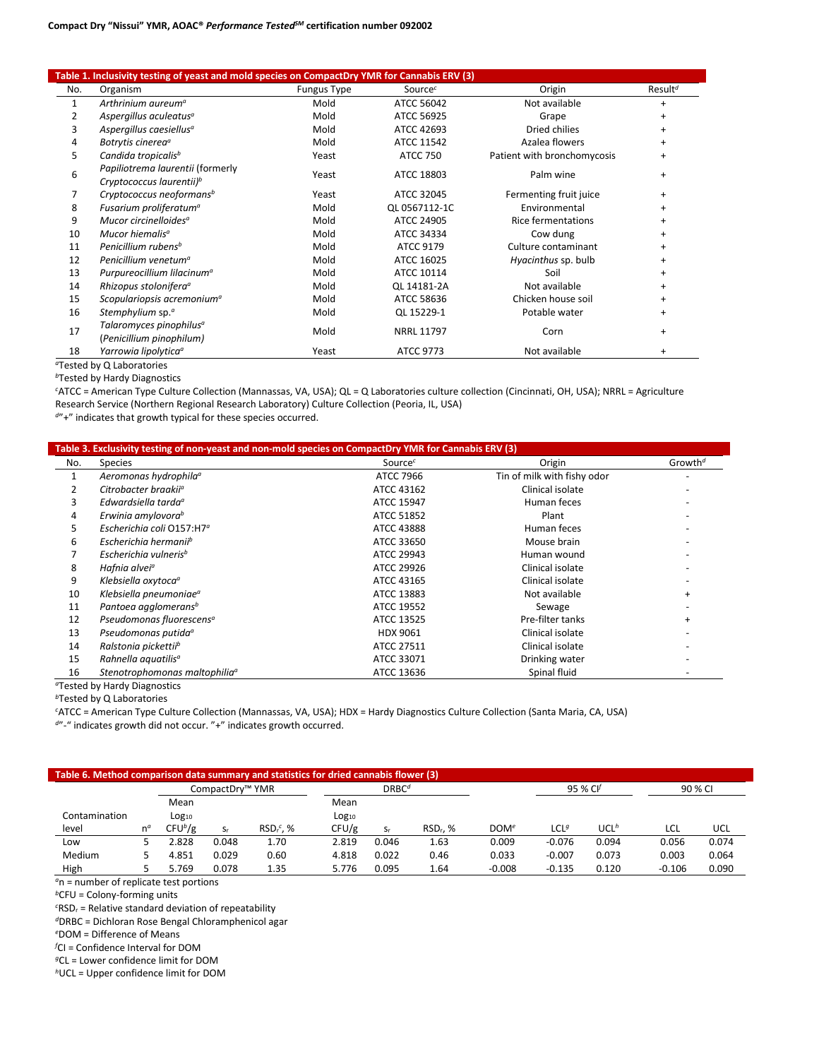**Compact Dry "Nissui" YMR, AOAC® *Performance Tested*[SM] certification number 092002**

**Table 1. Inclusivity testing of yeast and mold species on CompactDry YMR for Cannabis ERV (3)**

| No. | Organism | Fungus Type | Source[c] | Origin | Result[d] |
|---|---|---|---|---|---|
| 1 | *Arthrinium aureum*[a] | Mold | ATCC 56042 | Not available | + |
| 2 | *Aspergillus aculeatus*[a] | Mold | ATCC 56925 | Grape | + |
| 3 | *Aspergillus caesiellus*[a] | Mold | ATCC 42693 | Dried chilies | + |
| 4 | *Botrytis cinerea*[a] | Mold | ATCC 11542 | Azalea flowers | + |
| 5 | *Candida tropicalis*[b] | Yeast | ATCC 750 | Patient with bronchomycosis | + |
| 6 | *Papiliotrema laurentii* (formerly *Cryptococcus laurentii)*[b] | Yeast | ATCC 18803 | Palm wine | + |
| 7 | *Cryptococcus neoformans*[b] | Yeast | ATCC 32045 | Fermenting fruit juice | + |
| 8 | *Fusarium proliferatum*[a] | Mold | QL 0567112-1C | Environmental | + |
| 9 | *Mucor circinelloides*[a] | Mold | ATCC 24905 | Rice fermentations | + |
| 10 | *Mucor hiemalis*[a] | Mold | ATCC 34334 | Cow dung | + |
| 11 | *Penicillium rubens*[b] | Mold | ATCC 9179 | Culture contaminant | + |
| 12 | *Penicillium venetum*[a] | Mold | ATCC 16025 | *Hyacinthus* sp. bulb | + |
| 13 | *Purpureocillium lilacinum*[a] | Mold | ATCC 10114 | Soil | + |
| 14 | *Rhizopus stolonifera*[a] | Mold | QL 14181-2A | Not available | + |
| 15 | *Scopulariopsis acremonium*[a] | Mold | ATCC 58636 | Chicken house soil | + |
| 16 | *Stemphylium* sp.[a] | Mold | QL 15229-1 | Potable water | + |
| 17 | *Talaromyces pinophilus*[a] (*Penicillium pinophilum)* | Mold | NRRL 11797 | Corn | + |
| 18 | *Yarrowia lipolytica*[a] | Yeast | ATCC 9773 | Not available | + |

[a]Tested by Q Laboratories

[b]Tested by Hardy Diagnostics

[c]ATCC = American Type Culture Collection (Mannassas, VA, USA); QL = Q Laboratories culture collection (Cincinnati, OH, USA); NRRL = Agriculture Research Service (Northern Regional Research Laboratory) Culture Collection (Peoria, IL, USA)

[d]"+" indicates that growth typical for these species occurred.

**Table 3. Exclusivity testing of non-yeast and non-mold species on CompactDry YMR for Cannabis ERV (3)**

| No. | Species | Source[c] | Origin | Growth[d] |
|---|---|---|---|---|
| 1 | *Aeromonas hydrophila*[a] | ATCC 7966 | Tin of milk with fishy odor | - |
| 2 | *Citrobacter braakii*[a] | ATCC 43162 | Clinical isolate | - |
| 3 | *Edwardsiella tarda*[a] | ATCC 15947 | Human feces | - |
| 4 | *Erwinia amylovora*[b] | ATCC 51852 | Plant | - |
| 5 | *Escherichia coli* O157:H7[a] | ATCC 43888 | Human feces | - |
| 6 | *Escherichia hermanii*[b] | ATCC 33650 | Mouse brain | - |
| 7 | *Escherichia vulneris*[b] | ATCC 29943 | Human wound | - |
| 8 | *Hafnia alvei*[a] | ATCC 29926 | Clinical isolate | - |
| 9 | *Klebsiella oxytoca*[a] | ATCC 43165 | Clinical isolate | - |
| 10 | *Klebsiella pneumoniae*[a] | ATCC 13883 | Not available | + |
| 11 | *Pantoea agglomerans*[b] | ATCC 19552 | Sewage | - |
| 12 | *Pseudomonas fluorescens*[a] | ATCC 13525 | Pre-filter tanks | + |
| 13 | *Pseudomonas putida*[a] | HDX 9061 | Clinical isolate | - |
| 14 | *Ralstonia pickettii*[b] | ATCC 27511 | Clinical isolate | - |
| 15 | *Rahnella aquatilis*[a] | ATCC 33071 | Drinking water | - |
| 16 | *Stenotrophomonas maltophilia*[a] | ATCC 13636 | Spinal fluid | - |

[a]Tested by Hardy Diagnostics

[b]Tested by Q Laboratories

[c]ATCC = American Type Culture Collection (Mannassas, VA, USA); HDX = Hardy Diagnostics Culture Collection (Santa Maria, CA, USA)

[d]"-" indicates growth did not occur. "+" indicates growth occurred.

**Table 6. Method comparison data summary and statistics for dried cannabis flower (3)**

| | | CompactDry™ YMR | | | DRBC[d] | | | | 95 % CI[f] | | 90 % CI | |
|---|---|---|---|---|---|---|---|---|---|---|---|---|
| Contamination level | n[a] | Mean $Log_{10}$ CFU[b]/g | $s_r$ | $RSD_r$[c], % | Mean $Log_{10}$ CFU/g | $s_r$ | $RSD_r$, % | DOM[e] | LCL[g] | UCL[h] | LCL | UCL |
| Low | 5 | 2.828 | 0.048 | 1.70 | 2.819 | 0.046 | 1.63 | 0.009 | -0.076 | 0.094 | 0.056 | 0.074 |
| Medium | 5 | 4.851 | 0.029 | 0.60 | 4.818 | 0.022 | 0.46 | 0.033 | -0.007 | 0.073 | 0.003 | 0.064 |
| High | 5 | 5.769 | 0.078 | 1.35 | 5.776 | 0.095 | 1.64 | -0.008 | -0.135 | 0.120 | -0.106 | 0.090 |

[a]n = number of replicate test portions

[b]CFU = Colony-forming units

[c]$RSD_r$ = Relative standard deviation of repeatability

[d]DRBC = Dichloran Rose Bengal Chloramphenicol agar

[e]DOM = Difference of Means

[f]CI = Confidence Interval for DOM

[g]CL = Lower confidence limit for DOM

[h]UCL = Upper confidence limit for DOM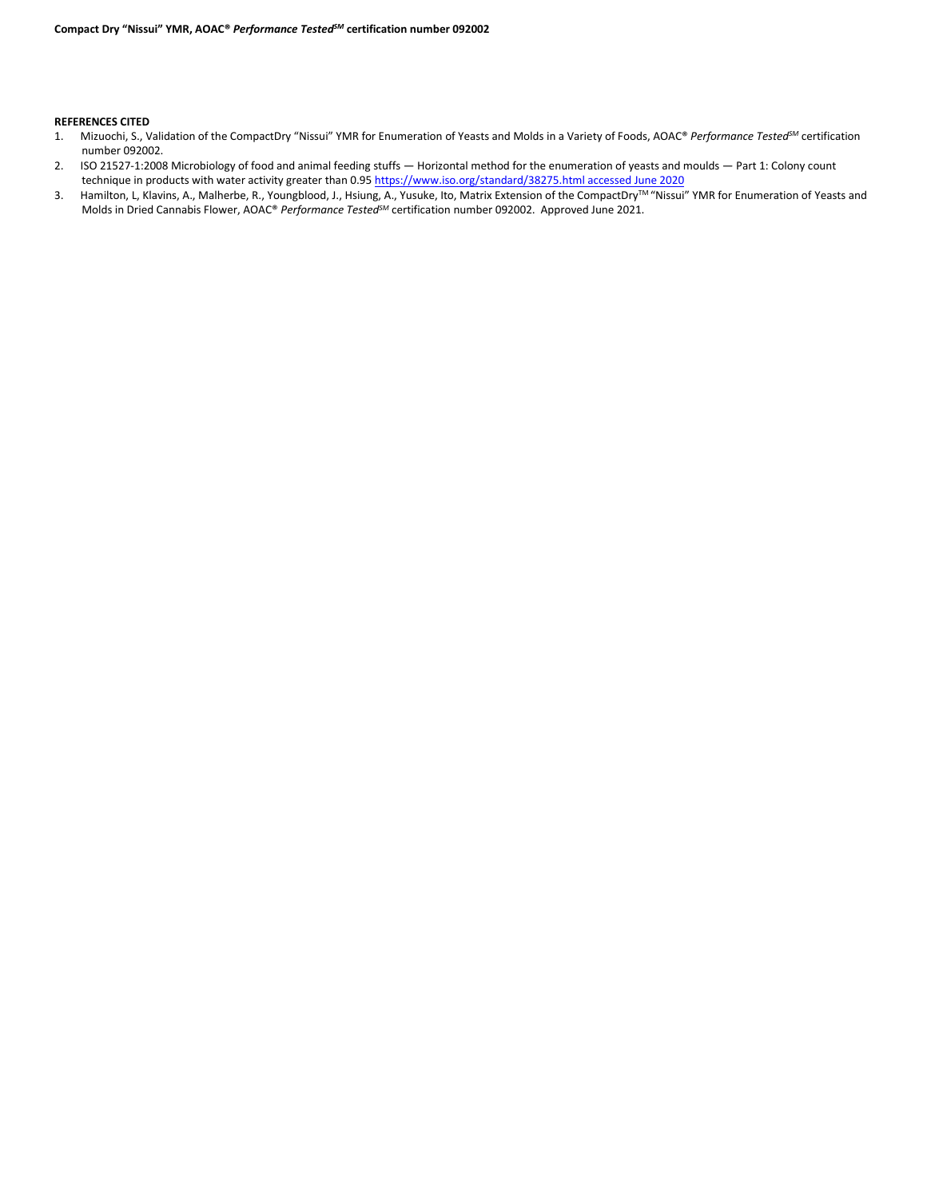**REFERENCES CITED**

1. Mizuochi, S., Validation of the CompactDry "Nissui" YMR for Enumeration of Yeasts and Molds in a Variety of Foods, AOAC® *Performance Tested*SM certification number 092002.
2. ISO 21527-1:2008 Microbiology of food and animal feeding stuffs — Horizontal method for the enumeration of yeasts and moulds — Part 1: Colony count technique in products with water activity greater than 0.95 https://www.iso.org/standard/38275.html accessed June 2020
3. Hamilton, L, Klavins, A., Malherbe, R., Youngblood, J., Hsiung, A., Yusuke, Ito, Matrix Extension of the CompactDryTM "Nissui" YMR for Enumeration of Yeasts and Molds in Dried Cannabis Flower, AOAC® *Performance Tested*SM certification number 092002. Approved June 2021.